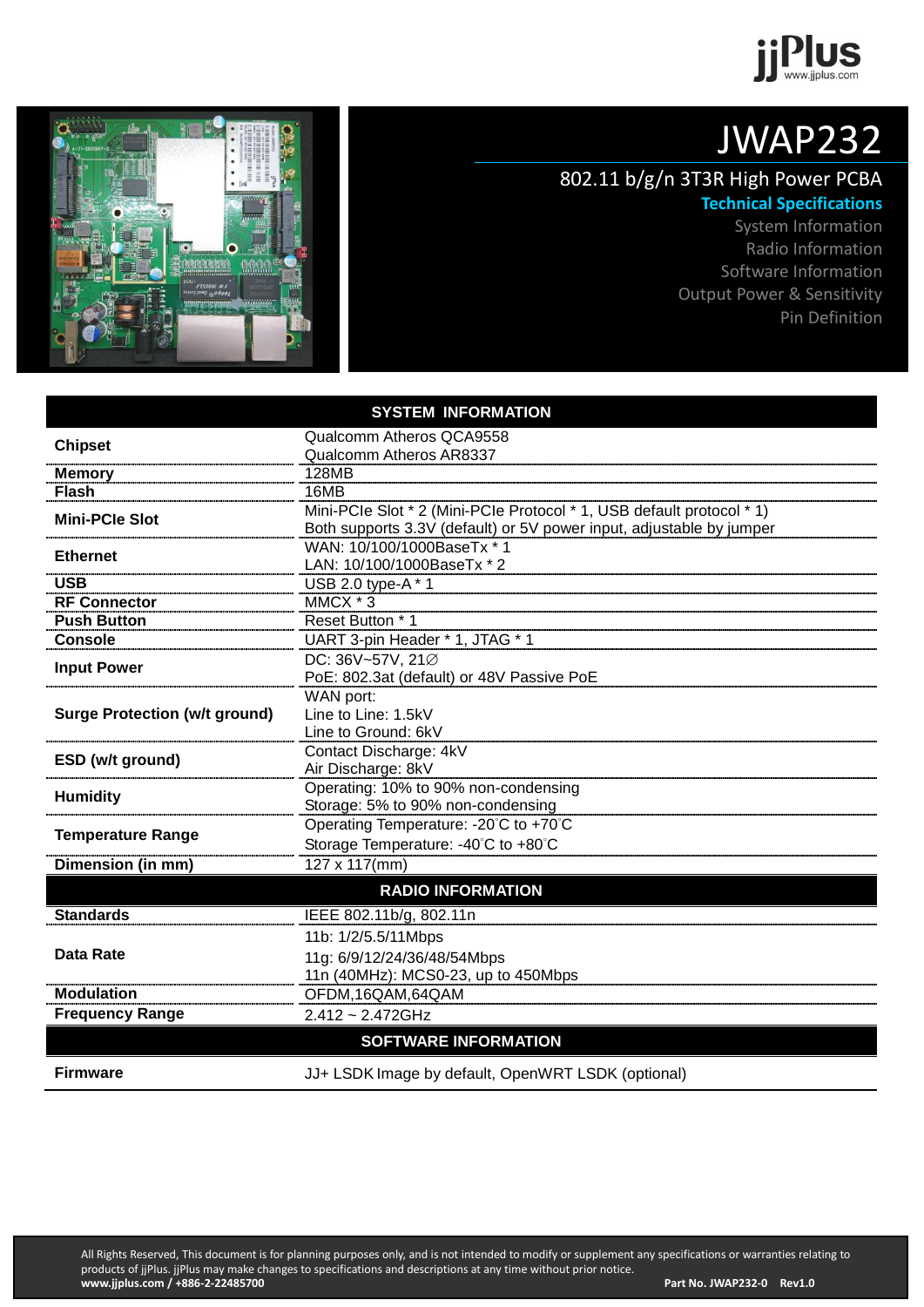# JWAP232

## 802.11 b/g/n 3T3R High Power PCBA

**Technical Specifications**

System Information
Radio Information
Software Information
Output Power & Sensitivity
Pin Definition

| SYSTEM INFORMATION | |
|---|---|
| **Chipset** | Qualcomm Atheros QCA9558<br>Qualcomm Atheros AR8337 |
| **Memory** | 128MB |
| **Flash** | 16MB |
| **Mini-PCIe Slot** | Mini-PCIe Slot * 2 (Mini-PCIe Protocol * 1, USB default protocol * 1)<br>Both supports 3.3V (default) or 5V power input, adjustable by jumper |
| **Ethernet** | WAN: 10/100/1000BaseTx * 1<br>LAN: 10/100/1000BaseTx * 2 |
| **USB** | USB 2.0 type-A * 1 |
| **RF Connector** | MMCX * 3 |
| **Push Button** | Reset Button * 1 |
| **Console** | UART 3-pin Header * 1, JTAG * 1 |
| **Input Power** | DC: 36V~57V, 21∅<br>PoE: 802.3at (default) or 48V Passive PoE |
| **Surge Protection (w/t ground)** | WAN port:<br>Line to Line: 1.5kV<br>Line to Ground: 6kV |
| **ESD (w/t ground)** | Contact Discharge: 4kV<br>Air Discharge: 8kV |
| **Humidity** | Operating: 10% to 90% non-condensing<br>Storage: 5% to 90% non-condensing |
| **Temperature Range** | Operating Temperature: -20°C to +70°C<br>Storage Temperature: -40°C to +80°C |
| **Dimension (in mm)** | 127 x 117(mm) |
| **RADIO INFORMATION** | |
| **Standards** | IEEE 802.11b/g, 802.11n |
| **Data Rate** | 11b: 1/2/5.5/11Mbps<br>11g: 6/9/12/24/36/48/54Mbps<br>11n (40MHz): MCS0-23, up to 450Mbps |
| **Modulation** | OFDM,16QAM,64QAM |
| **Frequency Range** | 2.412 ~ 2.472GHz |
| **SOFTWARE INFORMATION** | |
| **Firmware** | JJ+ LSDK Image by default, OpenWRT LSDK (optional) |

All Rights Reserved, This document is for planning purposes only, and is not intended to modify or supplement any specifications or warranties relating to products of jjPlus. jjPlus may make changes to specifications and descriptions at any time without prior notice.
**www.jjplus.com / +886-2-22485700** **Part No. JWAP232-0 Rev1.0**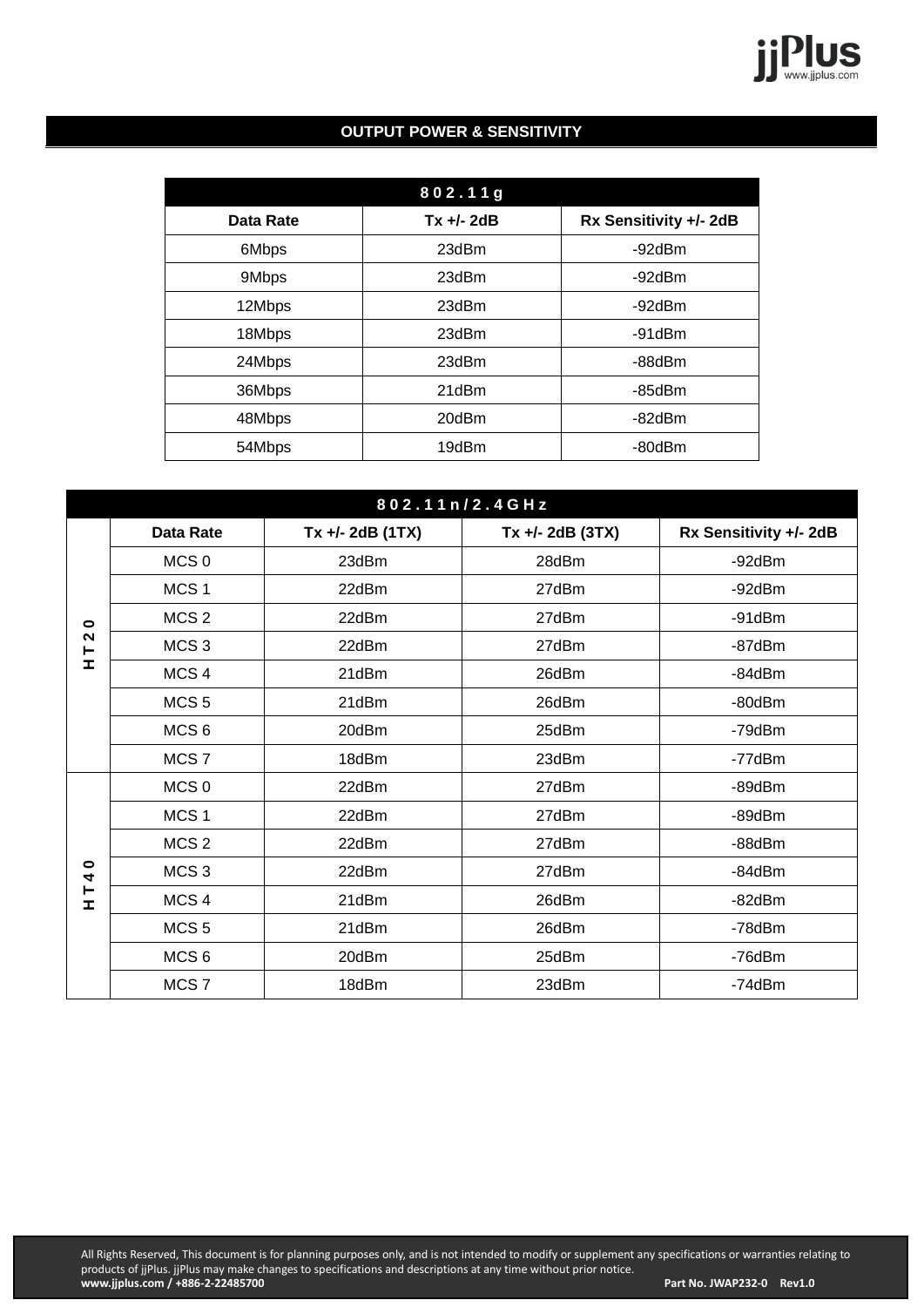## OUTPUT POWER & SENSITIVITY

| 802.11g | | |
|---|---|---|
| **Data Rate** | **Tx +/- 2dB** | **Rx Sensitivity +/- 2dB** |
| 6Mbps | 23dBm | -92dBm |
| 9Mbps | 23dBm | -92dBm |
| 12Mbps | 23dBm | -92dBm |
| 18Mbps | 23dBm | -91dBm |
| 24Mbps | 23dBm | -88dBm |
| 36Mbps | 21dBm | -85dBm |
| 48Mbps | 20dBm | -82dBm |
| 54Mbps | 19dBm | -80dBm |

| 802.11n/2.4GHz | | | | |
|---|---|---|---|---|
| | **Data Rate** | **Tx +/- 2dB (1TX)** | **Tx +/- 2dB (3TX)** | **Rx Sensitivity +/- 2dB** |
| HT20 | MCS 0 | 23dBm | 28dBm | -92dBm |
| | MCS 1 | 22dBm | 27dBm | -92dBm |
| | MCS 2 | 22dBm | 27dBm | -91dBm |
| | MCS 3 | 22dBm | 27dBm | -87dBm |
| | MCS 4 | 21dBm | 26dBm | -84dBm |
| | MCS 5 | 21dBm | 26dBm | -80dBm |
| | MCS 6 | 20dBm | 25dBm | -79dBm |
| | MCS 7 | 18dBm | 23dBm | -77dBm |
| HT40 | MCS 0 | 22dBm | 27dBm | -89dBm |
| | MCS 1 | 22dBm | 27dBm | -89dBm |
| | MCS 2 | 22dBm | 27dBm | -88dBm |
| | MCS 3 | 22dBm | 27dBm | -84dBm |
| | MCS 4 | 21dBm | 26dBm | -82dBm |
| | MCS 5 | 21dBm | 26dBm | -78dBm |
| | MCS 6 | 20dBm | 25dBm | -76dBm |
| | MCS 7 | 18dBm | 23dBm | -74dBm |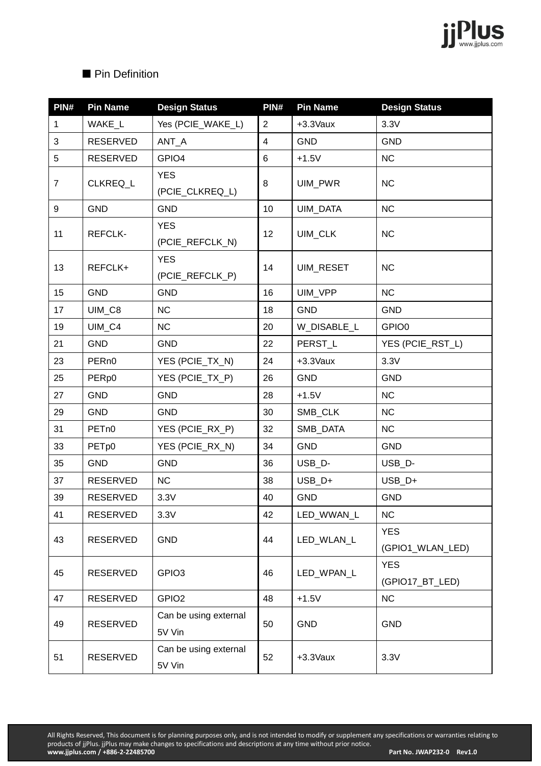■ Pin Definition

| PIN# | Pin Name | Design Status | PIN# | Pin Name | Design Status |
|---|---|---|---|---|---|
| 1 | WAKE_L | Yes (PCIE_WAKE_L) | 2 | +3.3Vaux | 3.3V |
| 3 | RESERVED | ANT_A | 4 | GND | GND |
| 5 | RESERVED | GPIO4 | 6 | +1.5V | NC |
| 7 | CLKREQ_L | YES (PCIE_CLKREQ_L) | 8 | UIM_PWR | NC |
| 9 | GND | GND | 10 | UIM_DATA | NC |
| 11 | REFCLK- | YES (PCIE_REFCLK_N) | 12 | UIM_CLK | NC |
| 13 | REFCLK+ | YES (PCIE_REFCLK_P) | 14 | UIM_RESET | NC |
| 15 | GND | GND | 16 | UIM_VPP | NC |
| 17 | UIM_C8 | NC | 18 | GND | GND |
| 19 | UIM_C4 | NC | 20 | W_DISABLE_L | GPIO0 |
| 21 | GND | GND | 22 | PERST_L | YES (PCIE_RST_L) |
| 23 | PERn0 | YES (PCIE_TX_N) | 24 | +3.3Vaux | 3.3V |
| 25 | PERp0 | YES (PCIE_TX_P) | 26 | GND | GND |
| 27 | GND | GND | 28 | +1.5V | NC |
| 29 | GND | GND | 30 | SMB_CLK | NC |
| 31 | PETn0 | YES (PCIE_RX_P) | 32 | SMB_DATA | NC |
| 33 | PETp0 | YES (PCIE_RX_N) | 34 | GND | GND |
| 35 | GND | GND | 36 | USB_D- | USB_D- |
| 37 | RESERVED | NC | 38 | USB_D+ | USB_D+ |
| 39 | RESERVED | 3.3V | 40 | GND | GND |
| 41 | RESERVED | 3.3V | 42 | LED_WWAN_L | NC |
| 43 | RESERVED | GND | 44 | LED_WLAN_L | YES (GPIO1_WLAN_LED) |
| 45 | RESERVED | GPIO3 | 46 | LED_WPAN_L | YES (GPIO17_BT_LED) |
| 47 | RESERVED | GPIO2 | 48 | +1.5V | NC |
| 49 | RESERVED | Can be using external 5V Vin | 50 | GND | GND |
| 51 | RESERVED | Can be using external 5V Vin | 52 | +3.3Vaux | 3.3V |